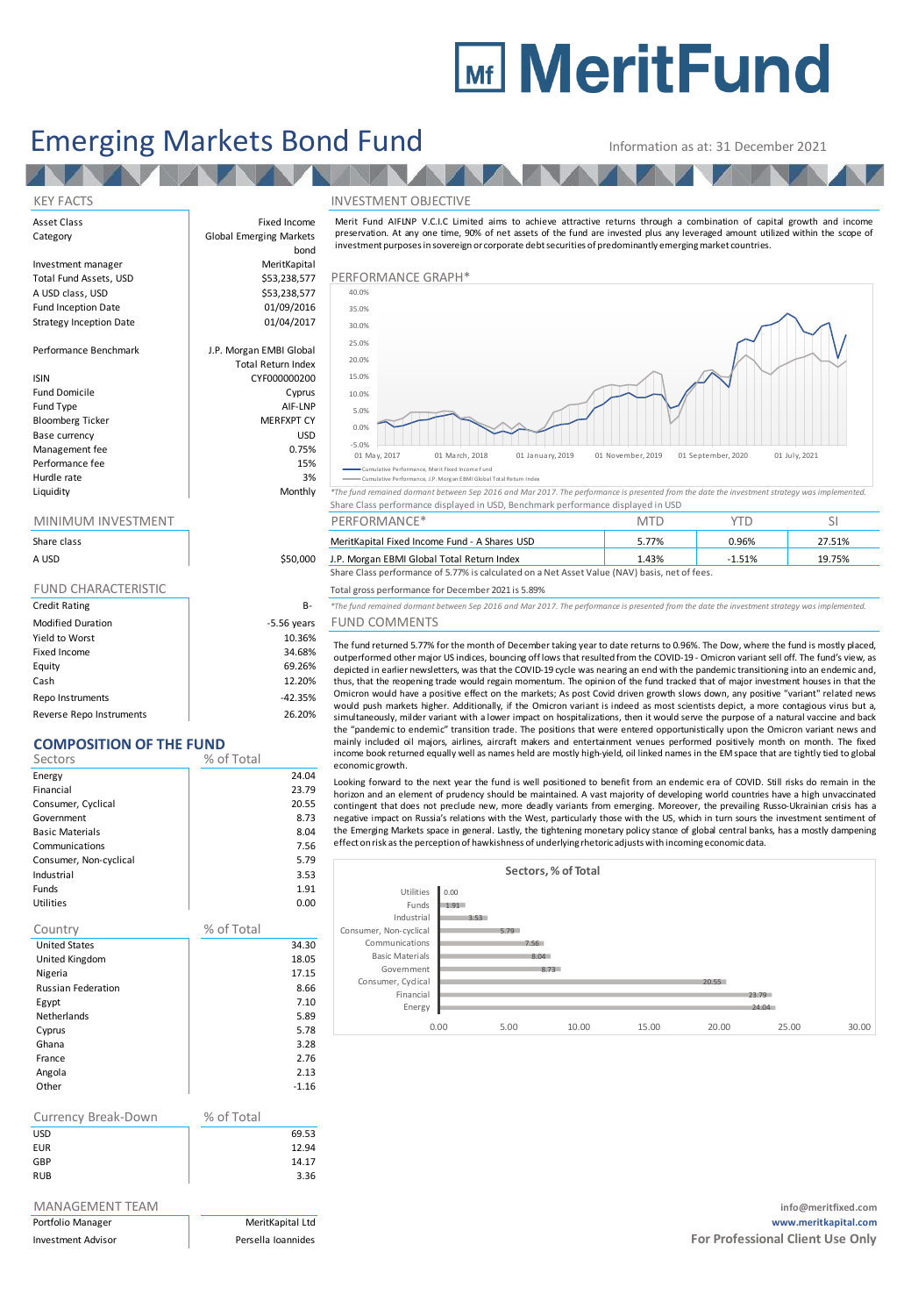# MeritFund

# Emerging Markets Bond Fund

Information as at: 31 December 2021

## KEY FACTS

| | |
|---|---|
| Asset Class | Fixed Income |
| Category | Global Emerging Markets bond |
| Investment manager | MeritKapital |
| Total Fund Assets, USD | $53,238,577 |
| A USD class, USD | $53,238,577 |
| Fund Inception Date | 01/09/2016 |
| Strategy Inception Date | 01/04/2017 |
| Performance Benchmark | J.P. Morgan EMBI Global Total Return Index |
| ISIN | CYF000000200 |
| Fund Domicile | Cyprus |
| Fund Type | AIF-LNP |
| Bloomberg Ticker | MERFXPT CY |
| Base currency | USD |
| Management fee | 0.75% |
| Performance fee | 15% |
| Hurdle rate | 3% |
| Liquidity | Monthly |

## MINIMUM INVESTMENT

| Share class | |
|---|---|
| A USD | $50,000 |

## FUND CHARACTERISTIC

| | |
|---|---|
| Credit Rating | B- |
| Modified Duration | -5.56 years |
| Yield to Worst | 10.36% |
| Fixed Income | 34.68% |
| Equity | 69.26% |
| Cash | 12.20% |
| Repo Instruments | -42.35% |
| Reverse Repo Instruments | 26.20% |

## COMPOSITION OF THE FUND

| Sectors | % of Total |
|---|---|
| Energy | 24.04 |
| Financial | 23.79 |
| Consumer, Cyclical | 20.55 |
| Government | 8.73 |
| Basic Materials | 8.04 |
| Communications | 7.56 |
| Consumer, Non-cyclical | 5.79 |
| Industrial | 3.53 |
| Funds | 1.91 |
| Utilities | 0.00 |

| Country | % of Total |
|---|---|
| United States | 34.30 |
| United Kingdom | 18.05 |
| Nigeria | 17.15 |
| Russian Federation | 8.66 |
| Egypt | 7.10 |
| Netherlands | 5.89 |
| Cyprus | 5.78 |
| Ghana | 3.28 |
| France | 2.76 |
| Angola | 2.13 |
| Other | -1.16 |

| Currency Break-Down | % of Total |
|---|---|
| USD | 69.53 |
| EUR | 12.94 |
| GBP | 14.17 |
| RUB | 3.36 |

## MANAGEMENT TEAM

| | |
|---|---|
| Portfolio Manager | MeritKapital Ltd |
| Investment Advisor | Persella Ioannides |

## INVESTMENT OBJECTIVE

Merit Fund AIFLNP V.C.I.C Limited aims to achieve attractive returns through a combination of capital growth and income preservation. At any one time, 90% of net assets of the fund are invested plus any leveraged amount utilized within the scope of investment purposes in sovereign or corporate debt securities of predominantly emerging market countries.

## PERFORMANCE GRAPH*

Legend: Cumulative Performance, Merit Fixed Income Fund; Cumulative Performance, J.P. Morgan EMBI Global Total Return Index

*The fund remained dormant between Sep 2016 and Mar 2017. The performance is presented from the date the investment strategy was implemented.

Share Class performance displayed in USD, Benchmark performance displayed in USD

| PERFORMANCE* | MTD | YTD | SI |
|---|---|---|---|
| MeritKapital Fixed Income Fund - A Shares USD | 5.77% | 0.96% | 27.51% |
| J.P. Morgan EMBI Global Total Return Index | 1.43% | -1.51% | 19.75% |

Share Class performance of 5.77% is calculated on a Net Asset Value (NAV) basis, net of fees.

Total gross performance for December 2021 is 5.89%

*The fund remained dormant between Sep 2016 and Mar 2017. The performance is presented from the date the investment strategy was implemented.

## FUND COMMENTS

The fund returned 5.77% for the month of December taking year to date returns to 0.96%. The Dow, where the fund is mostly placed, outperformed other major US indices, bouncing off lows that resulted from the COVID-19 - Omicron variant sell off. The fund's view, as depicted in earlier newsletters, was that the COVID-19 cycle was nearing an end with the pandemic transitioning into an endemic and, thus, that the reopening trade would regain momentum. The opinion of the fund tracked that of major investment houses in that the Omicron would have a positive effect on the markets; As post Covid driven growth slows down, any positive "variant" related news would push markets higher. Additionally, if the Omicron variant is indeed as most scientists depict, a more contagious virus but a, simultaneously, milder variant with a lower impact on hospitalizations, then it would serve the purpose of a natural vaccine and back the "pandemic to endemic" transition trade. The positions that were entered opportunistically upon the Omicron variant news and mainly included oil majors, airlines, aircraft makers and entertainment venues performed positively month on month. The fixed income book returned equally well as names held are mostly high-yield, oil linked names in the EM space that are tightly tied to global economic growth.

Looking forward to the next year the fund is well positioned to benefit from an endemic era of COVID. Still risks do remain in the horizon and an element of prudency should be maintained. A vast majority of developing world countries have a high unvaccinated contingent that does not preclude new, more deadly variants from emerging. Moreover, the prevailing Russo-Ukrainian crisis has a negative impact on Russia's relations with the West, particularly those with the US, which in turn sours the investment sentiment of the Emerging Markets space in general. Lastly, the tightening monetary policy stance of global central banks, has a mostly dampening effect on risk as the perception of hawkishness of underlying rhetoric adjusts with incoming economic data.

**Sectors, % of Total**

| Sector | % of Total |
|---|---|
| Utilities | 0.00 |
| Funds | 1.91 |
| Industrial | 3.53 |
| Consumer, Non-cyclical | 5.79 |
| Communications | 7.56 |
| Basic Materials | 8.04 |
| Government | 8.73 |
| Consumer, Cyclical | 20.55 |
| Financial | 23.79 |
| Energy | 24.04 |

info@meritfixed.com

www.meritkapital.com

**For Professional Client Use Only**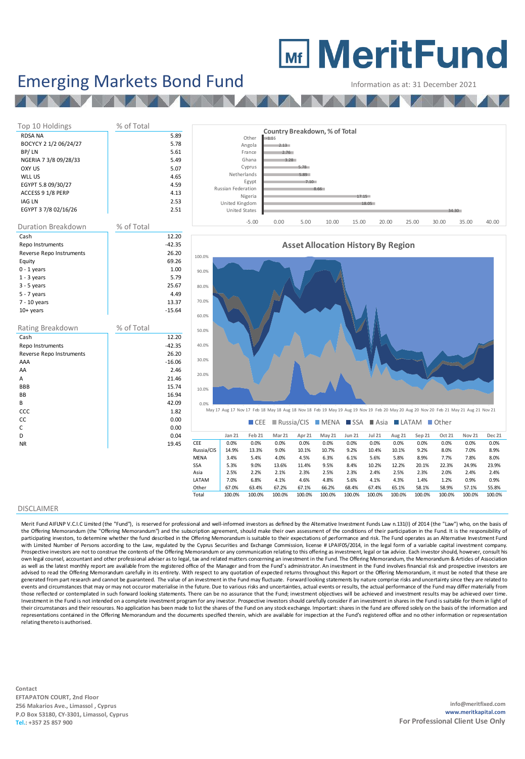# MeritFund

## Emerging Markets Bond Fund

Information as at: 31 December 2021

| Top 10 Holdings | % of Total |
|---|---|
| RDSA NA | 5.89 |
| BOCYCY 2 1/2 06/24/27 | 5.78 |
| BP/ LN | 5.61 |
| NGERIA 7 3/8 09/28/33 | 5.49 |
| OXY US | 5.07 |
| WLL US | 4.65 |
| EGYPT 5.8 09/30/27 | 4.59 |
| ACCESS 9 1/8 PERP | 4.13 |
| IAG LN | 2.53 |
| EGYPT 3 7/8 02/16/26 | 2.51 |

| Duration Breakdown | % of Total |
|---|---|
| Cash | 12.20 |
| Repo Instruments | -42.35 |
| Reverse Repo Instruments | 26.20 |
| Equity | 69.26 |
| 0 - 1 years | 1.00 |
| 1 - 3 years | 5.79 |
| 3 - 5 years | 25.67 |
| 5 - 7 years | 4.49 |
| 7 - 10 years | 13.37 |
| 10+ years | -15.64 |

| Rating Breakdown | % of Total |
|---|---|
| Cash | 12.20 |
| Repo Instruments | -42.35 |
| Reverse Repo Instruments | 26.20 |
| AAA | -16.06 |
| AA | 2.46 |
| A | 21.46 |
| BBB | 15.74 |
| BB | 16.94 |
| B | 42.09 |
| CCC | 1.82 |
| CC | 0.00 |
| C | 0.00 |
| D | 0.04 |
| NR | 19.45 |

**Country Breakdown, % of Total**

Other 1.16
Angola 2.13
France 2.76
Ghana 3.28
Cyprus 5.78
Netherlands 5.89
Egypt 7.10
Russian Federation 8.66
Nigeria 17.15
United Kingdom 18.05
United States 34.30

-5.00 0.00 5.00 10.00 15.00 20.00 25.00 30.00 35.00 40.00

**Asset Allocation History By Region**

100.0% 90.0% 80.0% 70.0% 60.0% 50.0% 40.0% 30.0% 20.0% 10.0% 0.0%

May 17 Aug 17 Nov 17 Feb 18 May 18 Aug 18 Nov 18 Feb 19 May 19 Aug 19 Nov 19 Feb 20 May 20 Aug 20 Nov 20 Feb 21 May 21 Aug 21 Nov 21

CEE Russia/CIS MENA SSA Asia LATAM Other

| | Jan 21 | Feb 21 | Mar 21 | Apr 21 | May 21 | Jun 21 | Jul 21 | Aug 21 | Sep 21 | Oct 21 | Nov 21 | Dec 21 |
|---|---|---|---|---|---|---|---|---|---|---|---|---|
| CEE | 0.0% | 0.0% | 0.0% | 0.0% | 0.0% | 0.0% | 0.0% | 0.0% | 0.0% | 0.0% | 0.0% | 0.0% |
| Russia/CIS | 14.9% | 13.3% | 9.0% | 10.1% | 10.7% | 9.2% | 10.4% | 10.1% | 9.2% | 8.0% | 7.0% | 8.9% |
| MENA | 3.4% | 5.4% | 4.0% | 4.5% | 6.3% | 6.1% | 5.6% | 5.8% | 8.9% | 7.7% | 7.8% | 8.0% |
| SSA | 5.3% | 9.0% | 13.6% | 11.4% | 9.5% | 8.4% | 10.2% | 12.2% | 20.1% | 22.3% | 24.9% | 23.9% |
| Asia | 2.5% | 2.2% | 2.1% | 2.3% | 2.5% | 2.3% | 2.4% | 2.5% | 2.3% | 2.0% | 2.4% | 2.4% |
| LATAM | 7.0% | 6.8% | 4.1% | 4.6% | 4.8% | 5.6% | 4.1% | 4.3% | 1.4% | 1.2% | 0.9% | 0.9% |
| Other | 67.0% | 63.4% | 67.2% | 67.1% | 66.2% | 68.4% | 67.4% | 65.1% | 58.1% | 58.9% | 57.1% | 55.8% |
| Total | 100.0% | 100.0% | 100.0% | 100.0% | 100.0% | 100.0% | 100.0% | 100.0% | 100.0% | 100.0% | 100.0% | 100.0% |

## DISCLAIMER

Merit Fund AIFLNP V.C.I.C Limited (the "Fund"), is reserved for professional and well-informed investors as defined by the Alternative Investment Funds Law n.131(I) of 2014 (the "Law") who, on the basis of the Offering Memorandum (the "Offering Memorandum") and the subscription agreement, should make their own assessment of the conditions of their participation in the Fund. It is the responsibility of participating investors, to determine whether the fund described in the Offering Memorandum is suitable to their expectations of performance and risk. The Fund operates as an Alternative Investment Fund with Limited Number of Persons according to the Law, regulated by the Cyprus Securities and Exchange Commission, license # LPAIF05/2014, in the legal form of a variable capital investment company. Prospective investors are not to construe the contents of the Offering Memorandum or any communication relating to this offering as investment, legal or tax advice. Each investor should, however, consult his own legal counsel, accountant and other professional adviser as to legal, tax and related matters concerning an investment in the Fund. The Offering Memorandum, the Memorandum & Articles of Association as well as the latest monthly report are available from the registered office of the Manager and from the Fund's administrator. An investment in the Fund involves financial risk and prospective investors are advised to read the Offering Memorandum carefully in its entirety. With respect to any quotation of expected returns throughout this Report or the Offering Memorandum, it must be noted that these are generated from part research and cannot be guaranteed. The value of an investment in the Fund may fluctuate. Forward looking statements by nature comprise risks and uncertainty since they are related to events and circumstances that may or may not occuror materialise in the future. Due to various risks and uncertainties, actual events or results, the actual performance of the Fund may differ materially from those reflected or contemplated in such forward looking statements. There can be no assurance that the Fund; investment objectives will be achieved and investment results may be achieved over time. Investment in the Fund is not intended on a complete investment program for any investor. Prospective investors should carefully consider if an investment in shares in the Fund is suitable for them in light of their circumstances and their resources. No application has been made to list the shares of the Fund on any stock exchange. Important: shares in the fund are offered solely on the basis of the information and representations contained in the Offering Memorandum and the documents specified therein, which are available for inspection at the Fund's registered office and no other information or representation relating thereto is authorised.

**Contact**
**EFTAPATON COURT, 2nd Floor**
**256 Makarios Ave., Limassol , Cyprus**
**P.O Box 53180, CY-3301, Limassol, Cyprus**
**Tel.: +357 25 857 900**

**info@meritfixed.com**
**www.meritkapital.com**
**For Professional Client Use Only**